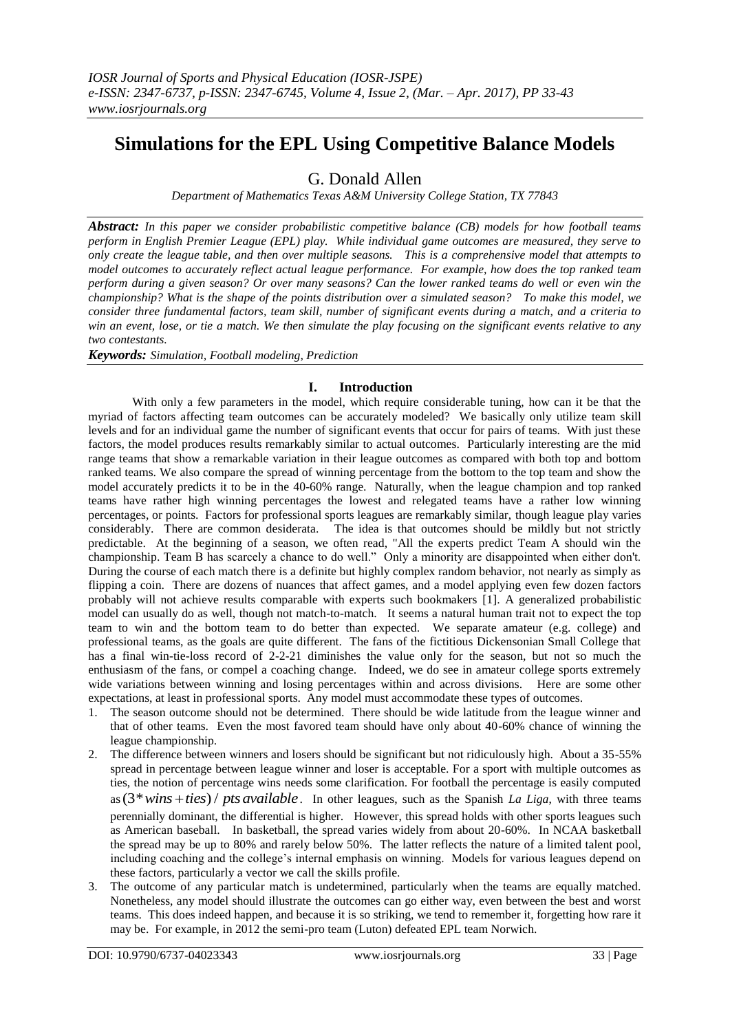# Simulations for the EPL Using Competitive Balance Models

## G. Donald Allen

*Department of Mathematics Texas A&M University College Station, TX 77843*

***Abstract:*** *In this paper we consider probabilistic competitive balance (CB) models for how football teams perform in English Premier League (EPL) play. While individual game outcomes are measured, they serve to only create the league table, and then over multiple seasons. This is a comprehensive model that attempts to model outcomes to accurately reflect actual league performance. For example, how does the top ranked team perform during a given season? Or over many seasons? Can the lower ranked teams do well or even win the championship? What is the shape of the points distribution over a simulated season? To make this model, we consider three fundamental factors, team skill, number of significant events during a match, and a criteria to win an event, lose, or tie a match. We then simulate the play focusing on the significant events relative to any two contestants.*

***Keywords:*** *Simulation, Football modeling, Prediction*

## I. Introduction

With only a few parameters in the model, which require considerable tuning, how can it be that the myriad of factors affecting team outcomes can be accurately modeled? We basically only utilize team skill levels and for an individual game the number of significant events that occur for pairs of teams. With just these factors, the model produces results remarkably similar to actual outcomes. Particularly interesting are the mid range teams that show a remarkable variation in their league outcomes as compared with both top and bottom ranked teams. We also compare the spread of winning percentage from the bottom to the top team and show the model accurately predicts it to be in the 40-60% range. Naturally, when the league champion and top ranked teams have rather high winning percentages the lowest and relegated teams have a rather low winning percentages, or points. Factors for professional sports leagues are remarkably similar, though league play varies considerably. There are common desiderata. The idea is that outcomes should be mildly but not strictly predictable. At the beginning of a season, we often read, "All the experts predict Team A should win the championship. Team B has scarcely a chance to do well." Only a minority are disappointed when either don't. During the course of each match there is a definite but highly complex random behavior, not nearly as simply as flipping a coin. There are dozens of nuances that affect games, and a model applying even few dozen factors probably will not achieve results comparable with experts such bookmakers [1]. A generalized probabilistic model can usually do as well, though not match-to-match. It seems a natural human trait not to expect the top team to win and the bottom team to do better than expected. We separate amateur (e.g. college) and professional teams, as the goals are quite different. The fans of the fictitious Dickensonian Small College that has a final win-tie-loss record of 2-2-21 diminishes the value only for the season, but not so much the enthusiasm of the fans, or compel a coaching change. Indeed, we do see in amateur college sports extremely wide variations between winning and losing percentages within and across divisions. Here are some other expectations, at least in professional sports. Any model must accommodate these types of outcomes.

1. The season outcome should not be determined. There should be wide latitude from the league winner and that of other teams. Even the most favored team should have only about 40-60% chance of winning the league championship.
2. The difference between winners and losers should be significant but not ridiculously high. About a 35-55% spread in percentage between league winner and loser is acceptable. For a sport with multiple outcomes as ties, the notion of percentage wins needs some clarification. For football the percentage is easily computed as $(3*wins+ties)/pts\,available$. In other leagues, such as the Spanish *La Liga,* with three teams perennially dominant, the differential is higher. However, this spread holds with other sports leagues such as American baseball. In basketball, the spread varies widely from about 20-60%. In NCAA basketball the spread may be up to 80% and rarely below 50%. The latter reflects the nature of a limited talent pool, including coaching and the college's internal emphasis on winning. Models for various leagues depend on these factors, particularly a vector we call the skills profile.
3. The outcome of any particular match is undetermined, particularly when the teams are equally matched. Nonetheless, any model should illustrate the outcomes can go either way, even between the best and worst teams. This does indeed happen, and because it is so striking, we tend to remember it, forgetting how rare it may be. For example, in 2012 the semi-pro team (Luton) defeated EPL team Norwich.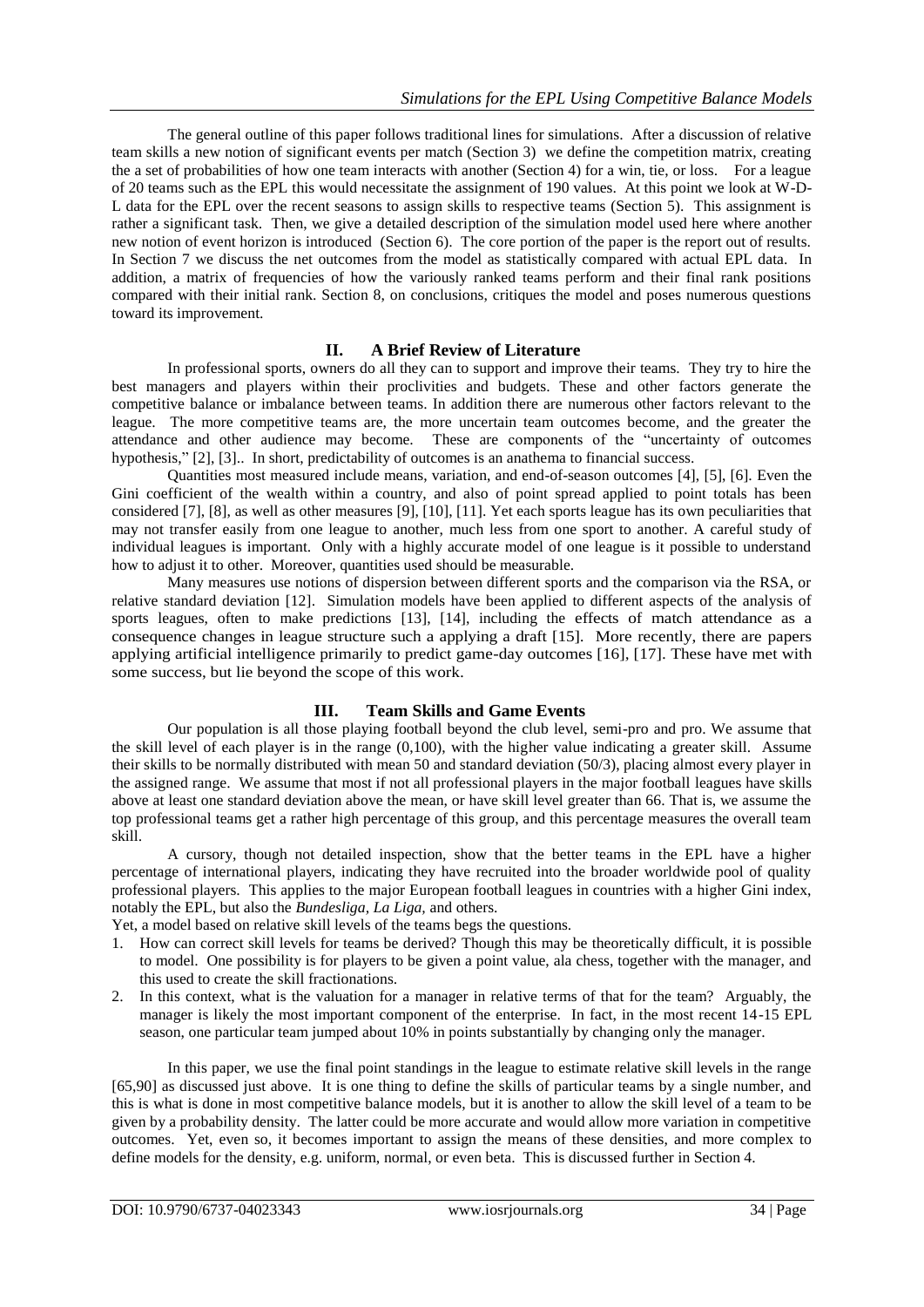The general outline of this paper follows traditional lines for simulations. After a discussion of relative team skills a new notion of significant events per match (Section 3) we define the competition matrix, creating the a set of probabilities of how one team interacts with another (Section 4) for a win, tie, or loss. For a league of 20 teams such as the EPL this would necessitate the assignment of 190 values. At this point we look at W-D-L data for the EPL over the recent seasons to assign skills to respective teams (Section 5). This assignment is rather a significant task. Then, we give a detailed description of the simulation model used here where another new notion of event horizon is introduced (Section 6). The core portion of the paper is the report out of results. In Section 7 we discuss the net outcomes from the model as statistically compared with actual EPL data. In addition, a matrix of frequencies of how the variously ranked teams perform and their final rank positions compared with their initial rank. Section 8, on conclusions, critiques the model and poses numerous questions toward its improvement.

## II. A Brief Review of Literature

In professional sports, owners do all they can to support and improve their teams. They try to hire the best managers and players within their proclivities and budgets. These and other factors generate the competitive balance or imbalance between teams. In addition there are numerous other factors relevant to the league. The more competitive teams are, the more uncertain team outcomes become, and the greater the attendance and other audience may become. These are components of the "uncertainty of outcomes hypothesis," [2], [3].. In short, predictability of outcomes is an anathema to financial success.

Quantities most measured include means, variation, and end-of-season outcomes [4], [5], [6]. Even the Gini coefficient of the wealth within a country, and also of point spread applied to point totals has been considered [7], [8], as well as other measures [9], [10], [11]. Yet each sports league has its own peculiarities that may not transfer easily from one league to another, much less from one sport to another. A careful study of individual leagues is important. Only with a highly accurate model of one league is it possible to understand how to adjust it to other. Moreover, quantities used should be measurable.

Many measures use notions of dispersion between different sports and the comparison via the RSA, or relative standard deviation [12]. Simulation models have been applied to different aspects of the analysis of sports leagues, often to make predictions [13], [14], including the effects of match attendance as a consequence changes in league structure such a applying a draft [15]. More recently, there are papers applying artificial intelligence primarily to predict game-day outcomes [16], [17]. These have met with some success, but lie beyond the scope of this work.

## III. Team Skills and Game Events

Our population is all those playing football beyond the club level, semi-pro and pro. We assume that the skill level of each player is in the range (0,100), with the higher value indicating a greater skill. Assume their skills to be normally distributed with mean 50 and standard deviation (50/3), placing almost every player in the assigned range. We assume that most if not all professional players in the major football leagues have skills above at least one standard deviation above the mean, or have skill level greater than 66. That is, we assume the top professional teams get a rather high percentage of this group, and this percentage measures the overall team skill.

A cursory, though not detailed inspection, show that the better teams in the EPL have a higher percentage of international players, indicating they have recruited into the broader worldwide pool of quality professional players. This applies to the major European football leagues in countries with a higher Gini index, notably the EPL, but also the *Bundesliga*, *La Liga*, and others.

Yet, a model based on relative skill levels of the teams begs the questions.

1. How can correct skill levels for teams be derived? Though this may be theoretically difficult, it is possible to model. One possibility is for players to be given a point value, ala chess, together with the manager, and this used to create the skill fractionations.
2. In this context, what is the valuation for a manager in relative terms of that for the team? Arguably, the manager is likely the most important component of the enterprise. In fact, in the most recent 14-15 EPL season, one particular team jumped about 10% in points substantially by changing only the manager.

In this paper, we use the final point standings in the league to estimate relative skill levels in the range [65,90] as discussed just above. It is one thing to define the skills of particular teams by a single number, and this is what is done in most competitive balance models, but it is another to allow the skill level of a team to be given by a probability density. The latter could be more accurate and would allow more variation in competitive outcomes. Yet, even so, it becomes important to assign the means of these densities, and more complex to define models for the density, e.g. uniform, normal, or even beta. This is discussed further in Section 4.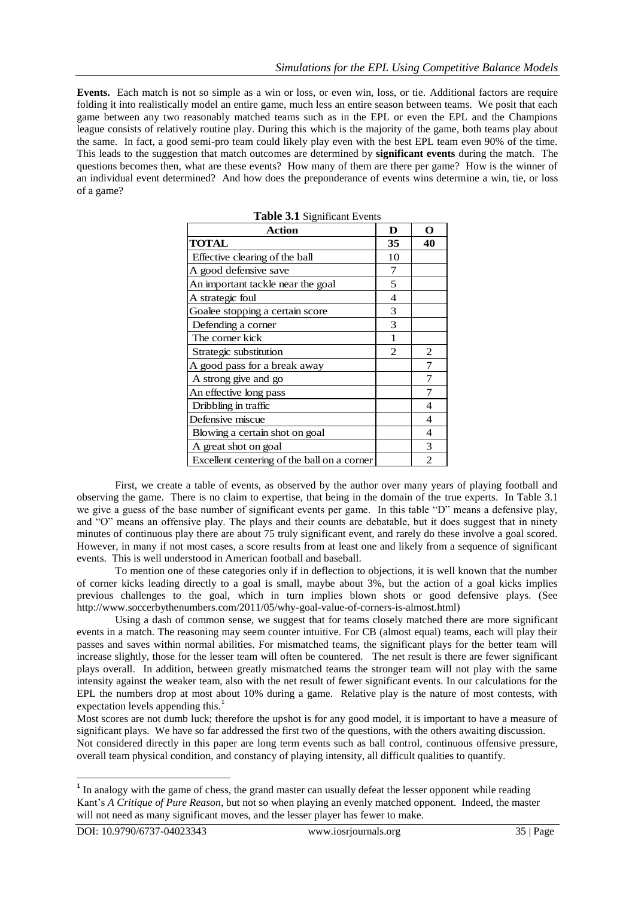**Events.** Each match is not so simple as a win or loss, or even win, loss, or tie. Additional factors are require folding it into realistically model an entire game, much less an entire season between teams. We posit that each game between any two reasonably matched teams such as in the EPL or even the EPL and the Champions league consists of relatively routine play. During this which is the majority of the game, both teams play about the same. In fact, a good semi-pro team could likely play even with the best EPL team even 90% of the time. This leads to the suggestion that match outcomes are determined by **significant events** during the match. The questions becomes then, what are these events? How many of them are there per game? How is the winner of an individual event determined? And how does the preponderance of events wins determine a win, tie, or loss of a game?

**Table 3.1** Significant Events

| Action | D | O |
|---|---|---|
| **TOTAL** | **35** | **40** |
| Effective clearing of the ball | 10 | |
| A good defensive save | 7 | |
| An important tackle near the goal | 5 | |
| A strategic foul | 4 | |
| Goalee stopping a certain score | 3 | |
| Defending a corner | 3 | |
| The corner kick | 1 | |
| Strategic substitution | 2 | 2 |
| A good pass for a break away | | 7 |
| A strong give and go | | 7 |
| An effective long pass | | 7 |
| Dribbling in traffic | | 4 |
| Defensive miscue | | 4 |
| Blowing a certain shot on goal | | 4 |
| A great shot on goal | | 3 |
| Excellent centering of the ball on a corner | | 2 |

First, we create a table of events, as observed by the author over many years of playing football and observing the game. There is no claim to expertise, that being in the domain of the true experts. In Table 3.1 we give a guess of the base number of significant events per game. In this table "D" means a defensive play, and "O" means an offensive play. The plays and their counts are debatable, but it does suggest that in ninety minutes of continuous play there are about 75 truly significant event, and rarely do these involve a goal scored. However, in many if not most cases, a score results from at least one and likely from a sequence of significant events. This is well understood in American football and baseball.

To mention one of these categories only if in deflection to objections, it is well known that the number of corner kicks leading directly to a goal is small, maybe about 3%, but the action of a goal kicks implies previous challenges to the goal, which in turn implies blown shots or good defensive plays. (See http://www.soccerbythenumbers.com/2011/05/why-goal-value-of-corners-is-almost.html)

Using a dash of common sense, we suggest that for teams closely matched there are more significant events in a match. The reasoning may seem counter intuitive. For CB (almost equal) teams, each will play their passes and saves within normal abilities. For mismatched teams, the significant plays for the better team will increase slightly, those for the lesser team will often be countered. The net result is there are fewer significant plays overall. In addition, between greatly mismatched teams the stronger team will not play with the same intensity against the weaker team, also with the net result of fewer significant events. In our calculations for the EPL the numbers drop at most about 10% during a game. Relative play is the nature of most contests, with expectation levels appending this.[1]

Most scores are not dumb luck; therefore the upshot is for any good model, it is important to have a measure of significant plays. We have so far addressed the first two of the questions, with the others awaiting discussion.

Not considered directly in this paper are long term events such as ball control, continuous offensive pressure, overall team physical condition, and constancy of playing intensity, all difficult qualities to quantify.

[1] In analogy with the game of chess, the grand master can usually defeat the lesser opponent while reading Kant's *A Critique of Pure Reason*, but not so when playing an evenly matched opponent. Indeed, the master will not need as many significant moves, and the lesser player has fewer to make.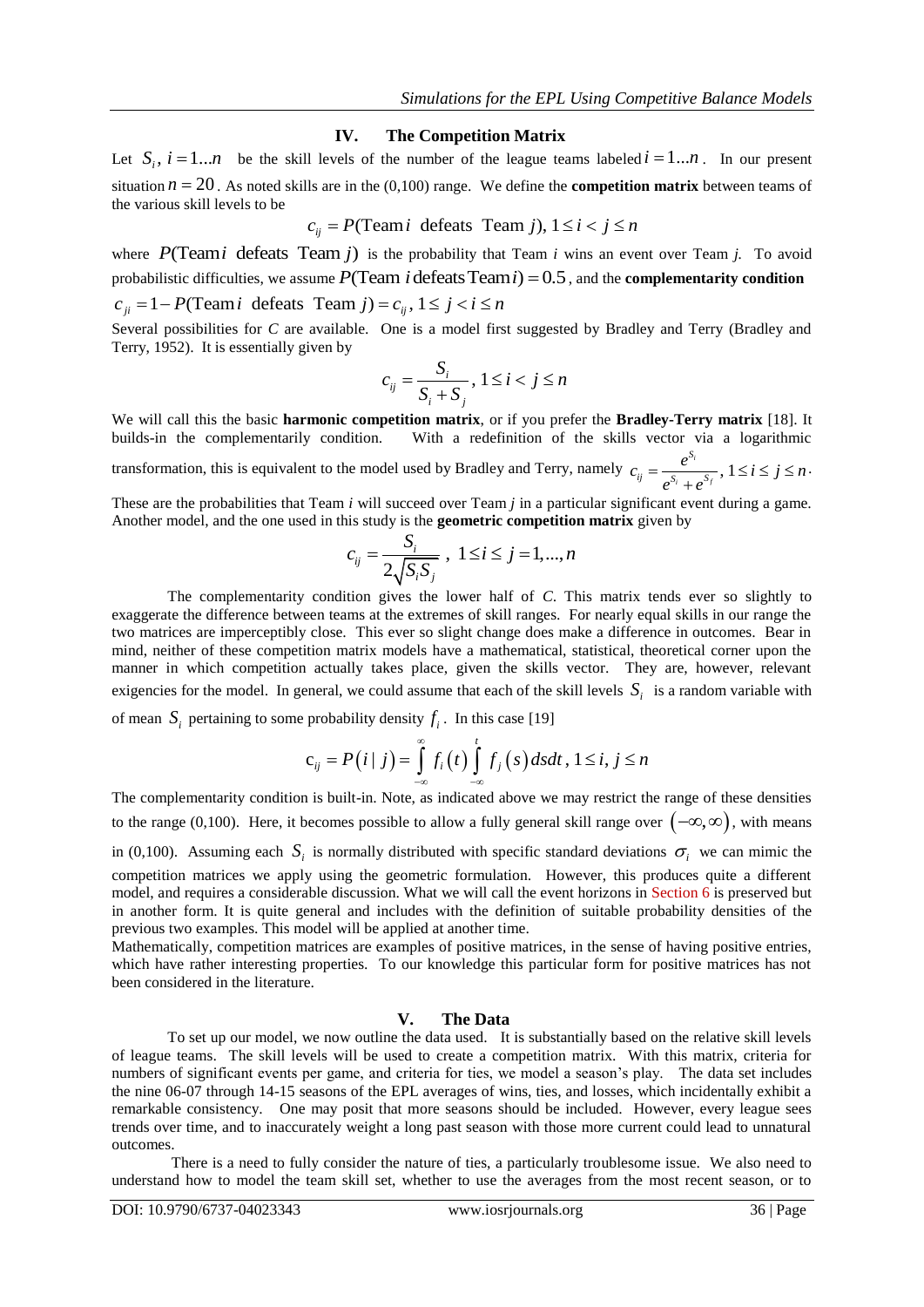## IV. The Competition Matrix

Let $S_i, i = 1...n$ be the skill levels of the number of the league teams labeled $i = 1...n$. In our present situation $n = 20$. As noted skills are in the (0,100) range. We define the **competition matrix** between teams of the various skill levels to be

$$c_{ij} = P(\text{Team } i \text{ defeats Team } j), 1 \le i < j \le n$$

where $P(\text{Team } i \text{ defeats Team } j)$ is the probability that Team *i* wins an event over Team *j.* To avoid probabilistic difficulties, we assume $P(\text{Team } i \text{ defeats Team } i) = 0.5$, and the **complementarity condition** $c_{ji} = 1 - P(\text{Team } i \text{ defeats Team } j) = c_{ij}, 1 \le j < i \le n$

Several possibilities for *C* are available. One is a model first suggested by Bradley and Terry (Bradley and Terry, 1952). It is essentially given by

$$c_{ij} = \frac{S_i}{S_i + S_j}, 1 \le i < j \le n$$

We will call this the basic **harmonic competition matrix**, or if you prefer the **Bradley-Terry matrix** [18]. It builds-in the complementarily condition. With a redefinition of the skills vector via a logarithmic transformation, this is equivalent to the model used by Bradley and Terry, namely $c_{ij} = \frac{e^{S_i}}{e^{S_i} + e^{S_j}}, 1 \le i \le j \le n$.

These are the probabilities that Team *i* will succeed over Team *j* in a particular significant event during a game. Another model, and the one used in this study is the **geometric competition matrix** given by

$$c_{ij} = \frac{S_i}{2\sqrt{S_i S_j}}, \ 1 \le i \le j = 1, ..., n$$

The complementarity condition gives the lower half of *C*. This matrix tends ever so slightly to exaggerate the difference between teams at the extremes of skill ranges. For nearly equal skills in our range the two matrices are imperceptibly close. This ever so slight change does make a difference in outcomes. Bear in mind, neither of these competition matrix models have a mathematical, statistical, theoretical corner upon the manner in which competition actually takes place, given the skills vector. They are, however, relevant exigencies for the model. In general, we could assume that each of the skill levels $S_i$ is a random variable with of mean $S_i$ pertaining to some probability density $f_i$. In this case [19]

$$c_{ij} = P(i \mid j) = \int_{-\infty}^{\infty} f_i(t) \int_{-\infty}^{t} f_j(s)\, ds dt, 1 \le i, j \le n$$

The complementarity condition is built-in. Note, as indicated above we may restrict the range of these densities to the range (0,100). Here, it becomes possible to allow a fully general skill range over $(-\infty, \infty)$, with means in (0,100). Assuming each $S_i$ is normally distributed with specific standard deviations $\sigma_i$ we can mimic the competition matrices we apply using the geometric formulation. However, this produces quite a different model, and requires a considerable discussion. What we will call the event horizons in Section 6 is preserved but in another form. It is quite general and includes with the definition of suitable probability densities of the previous two examples. This model will be applied at another time.

Mathematically, competition matrices are examples of positive matrices, in the sense of having positive entries, which have rather interesting properties. To our knowledge this particular form for positive matrices has not been considered in the literature.

## V. The Data

To set up our model, we now outline the data used. It is substantially based on the relative skill levels of league teams. The skill levels will be used to create a competition matrix. With this matrix, criteria for numbers of significant events per game, and criteria for ties, we model a season's play. The data set includes the nine 06-07 through 14-15 seasons of the EPL averages of wins, ties, and losses, which incidentally exhibit a remarkable consistency. One may posit that more seasons should be included. However, every league sees trends over time, and to inaccurately weight a long past season with those more current could lead to unnatural outcomes.

There is a need to fully consider the nature of ties, a particularly troublesome issue. We also need to understand how to model the team skill set, whether to use the averages from the most recent season, or to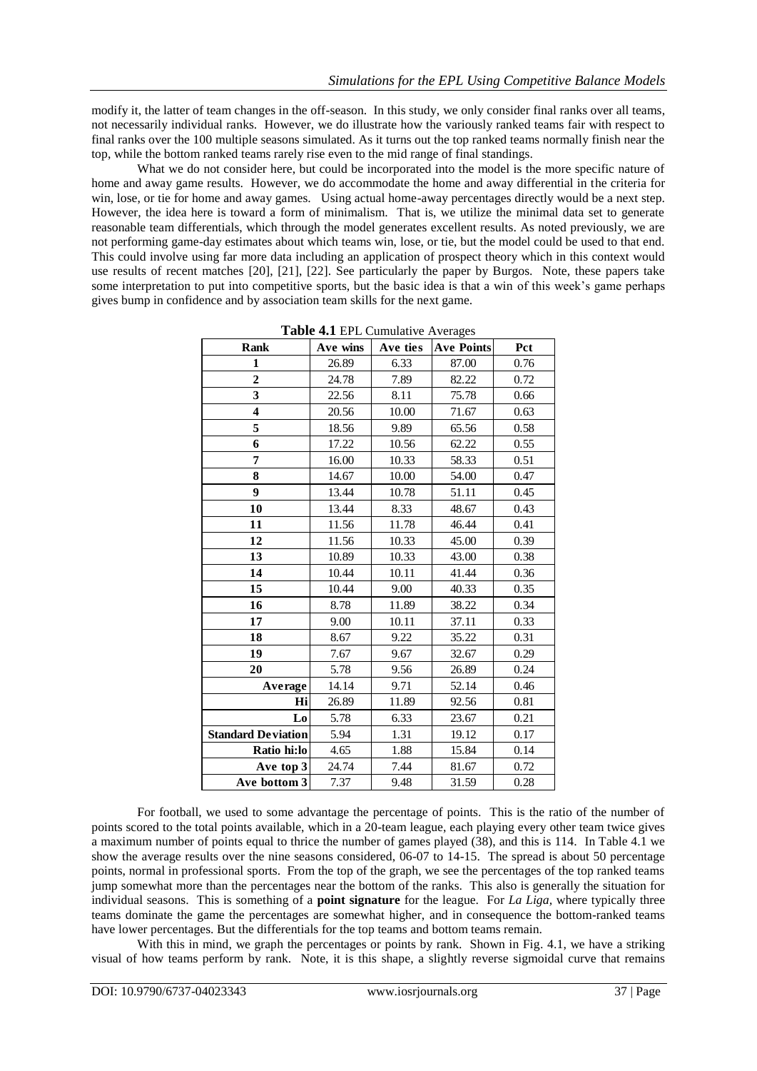modify it, the latter of team changes in the off-season. In this study, we only consider final ranks over all teams, not necessarily individual ranks. However, we do illustrate how the variously ranked teams fair with respect to final ranks over the 100 multiple seasons simulated. As it turns out the top ranked teams normally finish near the top, while the bottom ranked teams rarely rise even to the mid range of final standings.

What we do not consider here, but could be incorporated into the model is the more specific nature of home and away game results. However, we do accommodate the home and away differential in the criteria for win, lose, or tie for home and away games. Using actual home-away percentages directly would be a next step. However, the idea here is toward a form of minimalism. That is, we utilize the minimal data set to generate reasonable team differentials, which through the model generates excellent results. As noted previously, we are not performing game-day estimates about which teams win, lose, or tie, but the model could be used to that end. This could involve using far more data including an application of prospect theory which in this context would use results of recent matches [20], [21], [22]. See particularly the paper by Burgos. Note, these papers take some interpretation to put into competitive sports, but the basic idea is that a win of this week's game perhaps gives bump in confidence and by association team skills for the next game.

**Table 4.1** EPL Cumulative Averages

| Rank | Ave wins | Ave ties | Ave Points | Pct |
|---|---|---|---|---|
| **1** | 26.89 | 6.33 | 87.00 | 0.76 |
| **2** | 24.78 | 7.89 | 82.22 | 0.72 |
| **3** | 22.56 | 8.11 | 75.78 | 0.66 |
| **4** | 20.56 | 10.00 | 71.67 | 0.63 |
| **5** | 18.56 | 9.89 | 65.56 | 0.58 |
| **6** | 17.22 | 10.56 | 62.22 | 0.55 |
| **7** | 16.00 | 10.33 | 58.33 | 0.51 |
| **8** | 14.67 | 10.00 | 54.00 | 0.47 |
| **9** | 13.44 | 10.78 | 51.11 | 0.45 |
| **10** | 13.44 | 8.33 | 48.67 | 0.43 |
| **11** | 11.56 | 11.78 | 46.44 | 0.41 |
| **12** | 11.56 | 10.33 | 45.00 | 0.39 |
| **13** | 10.89 | 10.33 | 43.00 | 0.38 |
| **14** | 10.44 | 10.11 | 41.44 | 0.36 |
| **15** | 10.44 | 9.00 | 40.33 | 0.35 |
| **16** | 8.78 | 11.89 | 38.22 | 0.34 |
| **17** | 9.00 | 10.11 | 37.11 | 0.33 |
| **18** | 8.67 | 9.22 | 35.22 | 0.31 |
| **19** | 7.67 | 9.67 | 32.67 | 0.29 |
| **20** | 5.78 | 9.56 | 26.89 | 0.24 |
| **Average** | 14.14 | 9.71 | 52.14 | 0.46 |
| **Hi** | 26.89 | 11.89 | 92.56 | 0.81 |
| **Lo** | 5.78 | 6.33 | 23.67 | 0.21 |
| **Standard Deviation** | 5.94 | 1.31 | 19.12 | 0.17 |
| **Ratio hi:lo** | 4.65 | 1.88 | 15.84 | 0.14 |
| **Ave top 3** | 24.74 | 7.44 | 81.67 | 0.72 |
| **Ave bottom 3** | 7.37 | 9.48 | 31.59 | 0.28 |

For football, we used to some advantage the percentage of points. This is the ratio of the number of points scored to the total points available, which in a 20-team league, each playing every other team twice gives a maximum number of points equal to thrice the number of games played (38), and this is 114. In Table 4.1 we show the average results over the nine seasons considered, 06-07 to 14-15. The spread is about 50 percentage points, normal in professional sports. From the top of the graph, we see the percentages of the top ranked teams jump somewhat more than the percentages near the bottom of the ranks. This also is generally the situation for individual seasons. This is something of a **point signature** for the league. For *La Liga,* where typically three teams dominate the game the percentages are somewhat higher, and in consequence the bottom-ranked teams have lower percentages. But the differentials for the top teams and bottom teams remain.

With this in mind, we graph the percentages or points by rank. Shown in Fig. 4.1, we have a striking visual of how teams perform by rank. Note, it is this shape, a slightly reverse sigmoidal curve that remains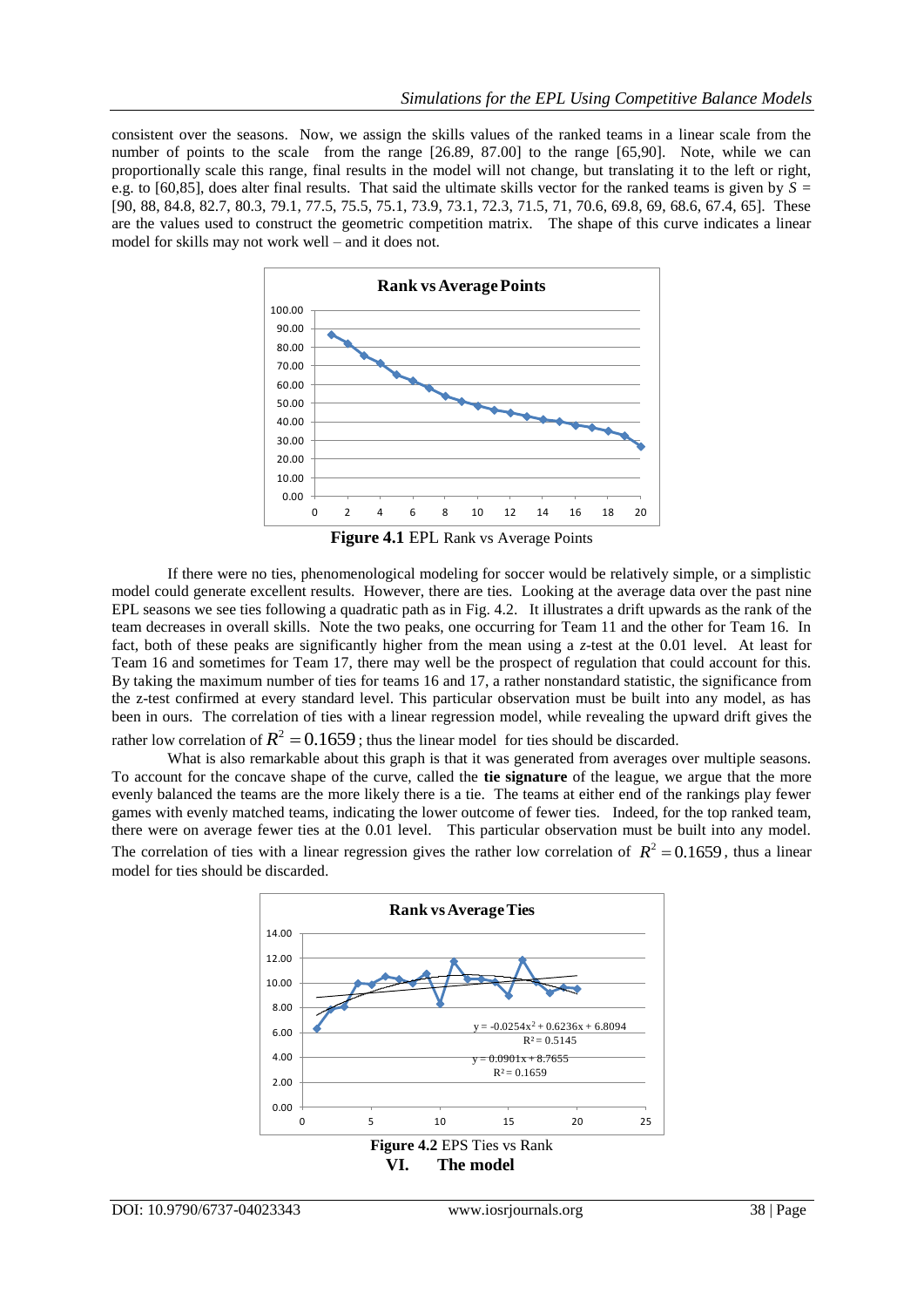consistent over the seasons. Now, we assign the skills values of the ranked teams in a linear scale from the number of points to the scale from the range [26.89, 87.00] to the range [65,90]. Note, while we can proportionally scale this range, final results in the model will not change, but translating it to the left or right, e.g. to [60,85], does alter final results. That said the ultimate skills vector for the ranked teams is given by $S$ = [90, 88, 84.8, 82.7, 80.3, 79.1, 77.5, 75.5, 75.1, 73.9, 73.1, 72.3, 71.5, 71, 70.6, 69.8, 69, 68.6, 67.4, 65]. These are the values used to construct the geometric competition matrix. The shape of this curve indicates a linear model for skills may not work well – and it does not.

**Figure 4.1** EPL Rank vs Average Points

If there were no ties, phenomenological modeling for soccer would be relatively simple, or a simplistic model could generate excellent results. However, there are ties. Looking at the average data over the past nine EPL seasons we see ties following a quadratic path as in Fig. 4.2. It illustrates a drift upwards as the rank of the team decreases in overall skills. Note the two peaks, one occurring for Team 11 and the other for Team 16. In fact, both of these peaks are significantly higher from the mean using a *z*-test at the 0.01 level. At least for Team 16 and sometimes for Team 17, there may well be the prospect of regulation that could account for this. By taking the maximum number of ties for teams 16 and 17, a rather nonstandard statistic, the significance from the z-test confirmed at every standard level. This particular observation must be built into any model, as has been in ours. The correlation of ties with a linear regression model, while revealing the upward drift gives the rather low correlation of $R^2 = 0.1659$; thus the linear model for ties should be discarded.

What is also remarkable about this graph is that it was generated from averages over multiple seasons. To account for the concave shape of the curve, called the **tie signature** of the league, we argue that the more evenly balanced the teams are the more likely there is a tie. The teams at either end of the rankings play fewer games with evenly matched teams, indicating the lower outcome of fewer ties. Indeed, for the top ranked team, there were on average fewer ties at the 0.01 level. This particular observation must be built into any model. The correlation of ties with a linear regression gives the rather low correlation of $R^2 = 0.1659$, thus a linear model for ties should be discarded.

**Figure 4.2** EPS Ties vs Rank

## VI. The model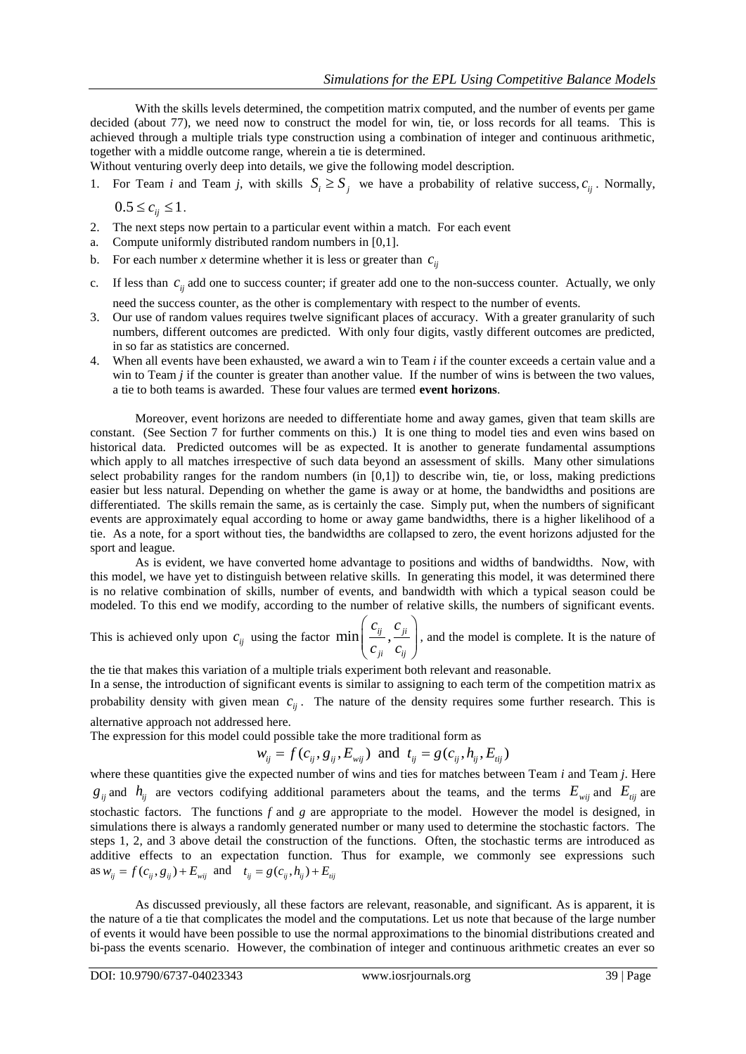With the skills levels determined, the competition matrix computed, and the number of events per game decided (about 77), we need now to construct the model for win, tie, or loss records for all teams. This is achieved through a multiple trials type construction using a combination of integer and continuous arithmetic, together with a middle outcome range, wherein a tie is determined.

Without venturing overly deep into details, we give the following model description.

1. For Team *i* and Team *j*, with skills $S_i \geq S_j$ we have a probability of relative success, $c_{ij}$. Normally, $0.5 \leq c_{ij} \leq 1$.
2. The next steps now pertain to a particular event within a match. For each event
   a. Compute uniformly distributed random numbers in [0,1].
   b. For each number *x* determine whether it is less or greater than $c_{ij}$
   c. If less than $c_{ij}$ add one to success counter; if greater add one to the non-success counter. Actually, we only need the success counter, as the other is complementary with respect to the number of events.
3. Our use of random values requires twelve significant places of accuracy. With a greater granularity of such numbers, different outcomes are predicted. With only four digits, vastly different outcomes are predicted, in so far as statistics are concerned.
4. When all events have been exhausted, we award a win to Team *i* if the counter exceeds a certain value and a win to Team *j* if the counter is greater than another value. If the number of wins is between the two values, a tie to both teams is awarded. These four values are termed **event horizons**.

Moreover, event horizons are needed to differentiate home and away games, given that team skills are constant. (See Section 7 for further comments on this.) It is one thing to model ties and even wins based on historical data. Predicted outcomes will be as expected. It is another to generate fundamental assumptions which apply to all matches irrespective of such data beyond an assessment of skills. Many other simulations select probability ranges for the random numbers (in [0,1]) to describe win, tie, or loss, making predictions easier but less natural. Depending on whether the game is away or at home, the bandwidths and positions are differentiated. The skills remain the same, as is certainly the case. Simply put, when the numbers of significant events are approximately equal according to home or away game bandwidths, there is a higher likelihood of a tie. As a note, for a sport without ties, the bandwidths are collapsed to zero, the event horizons adjusted for the sport and league.

As is evident, we have converted home advantage to positions and widths of bandwidths. Now, with this model, we have yet to distinguish between relative skills. In generating this model, it was determined there is no relative combination of skills, number of events, and bandwidth with which a typical season could be modeled. To this end we modify, according to the number of relative skills, the numbers of significant events. This is achieved only upon $c_{ij}$ using the factor $\min\left(\frac{c_{ij}}{c_{ji}}, \frac{c_{ji}}{c_{ij}}\right)$, and the model is complete. It is the nature of the tie that makes this variation of a multiple trials experiment both relevant and reasonable.

In a sense, the introduction of significant events is similar to assigning to each term of the competition matrix as probability density with given mean $c_{ij}$. The nature of the density requires some further research. This is alternative approach not addressed here.

The expression for this model could possible take the more traditional form as

$$w_{ij} = f(c_{ij}, g_{ij}, E_{wij}) \text{ and } t_{ij} = g(c_{ij}, h_{ij}, E_{tij})$$

where these quantities give the expected number of wins and ties for matches between Team *i* and Team *j*. Here $g_{ij}$ and $h_{ij}$ are vectors codifying additional parameters about the teams, and the terms $E_{wij}$ and $E_{tij}$ are stochastic factors. The functions *f* and *g* are appropriate to the model. However the model is designed, in simulations there is always a randomly generated number or many used to determine the stochastic factors. The steps 1, 2, and 3 above detail the construction of the functions. Often, the stochastic terms are introduced as additive effects to an expectation function. Thus for example, we commonly see expressions such as $w_{ij} = f(c_{ij}, g_{ij}) + E_{wij}$ and $t_{ij} = g(c_{ij}, h_{ij}) + E_{tij}$

As discussed previously, all these factors are relevant, reasonable, and significant. As is apparent, it is the nature of a tie that complicates the model and the computations. Let us note that because of the large number of events it would have been possible to use the normal approximations to the binomial distributions created and bi-pass the events scenario. However, the combination of integer and continuous arithmetic creates an ever so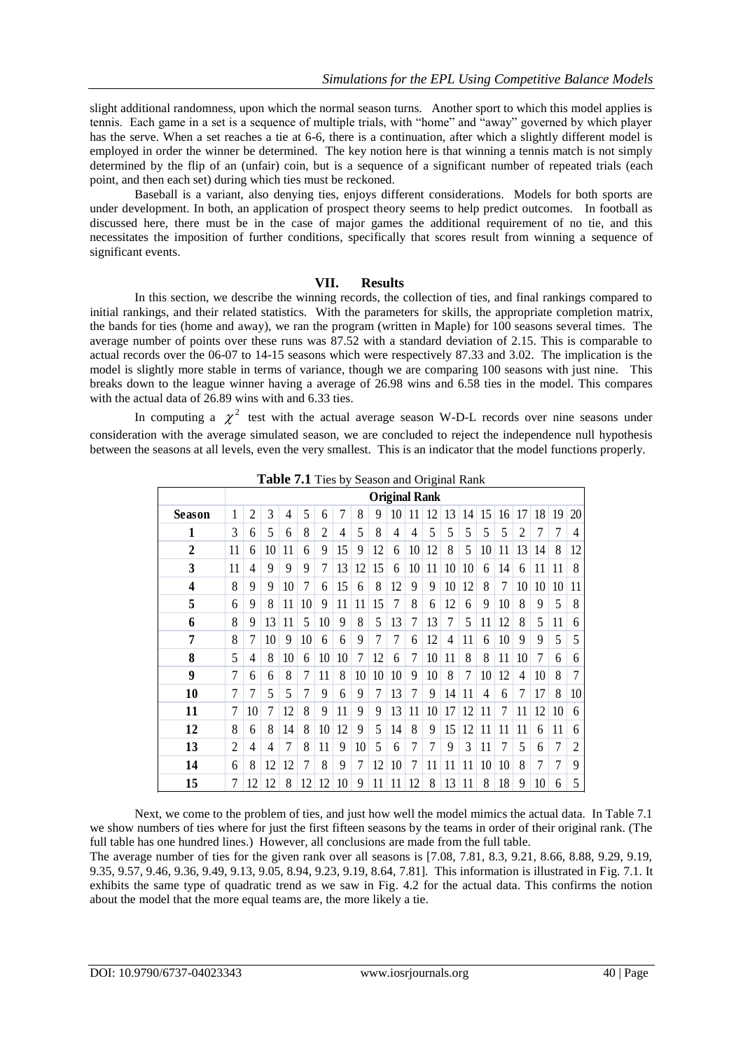slight additional randomness, upon which the normal season turns. Another sport to which this model applies is tennis. Each game in a set is a sequence of multiple trials, with "home" and "away" governed by which player has the serve. When a set reaches a tie at 6-6, there is a continuation, after which a slightly different model is employed in order the winner be determined. The key notion here is that winning a tennis match is not simply determined by the flip of an (unfair) coin, but is a sequence of a significant number of repeated trials (each point, and then each set) during which ties must be reckoned.

Baseball is a variant, also denying ties, enjoys different considerations. Models for both sports are under development. In both, an application of prospect theory seems to help predict outcomes. In football as discussed here, there must be in the case of major games the additional requirement of no tie, and this necessitates the imposition of further conditions, specifically that scores result from winning a sequence of significant events.

## VII. Results

In this section, we describe the winning records, the collection of ties, and final rankings compared to initial rankings, and their related statistics. With the parameters for skills, the appropriate completion matrix, the bands for ties (home and away), we ran the program (written in Maple) for 100 seasons several times. The average number of points over these runs was 87.52 with a standard deviation of 2.15. This is comparable to actual records over the 06-07 to 14-15 seasons which were respectively 87.33 and 3.02. The implication is the model is slightly more stable in terms of variance, though we are comparing 100 seasons with just nine. This breaks down to the league winner having a average of 26.98 wins and 6.58 ties in the model. This compares with the actual data of 26.89 wins with and 6.33 ties.

In computing a $\chi^2$ test with the actual average season W-D-L records over nine seasons under consideration with the average simulated season, we are concluded to reject the independence null hypothesis between the seasons at all levels, even the very smallest. This is an indicator that the model functions properly.

**Table 7.1** Ties by Season and Original Rank

| | Original Rank | | | | | | | | | | | | | | | | | | | |
|---|---|---|---|---|---|---|---|---|---|---|---|---|---|---|---|---|---|---|---|---|
| **Season** | 1 | 2 | 3 | 4 | 5 | 6 | 7 | 8 | 9 | 10 | 11 | 12 | 13 | 14 | 15 | 16 | 17 | 18 | 19 | 20 |
| **1** | 3 | 6 | 5 | 6 | 8 | 2 | 4 | 5 | 8 | 4 | 4 | 5 | 5 | 5 | 5 | 5 | 2 | 7 | 7 | 4 |
| **2** | 11 | 6 | 10 | 11 | 6 | 9 | 15 | 9 | 12 | 6 | 10 | 12 | 8 | 5 | 10 | 11 | 13 | 14 | 8 | 12 |
| **3** | 11 | 4 | 9 | 9 | 9 | 7 | 13 | 12 | 15 | 6 | 10 | 11 | 10 | 10 | 6 | 14 | 6 | 11 | 11 | 8 |
| **4** | 8 | 9 | 9 | 10 | 7 | 6 | 15 | 6 | 8 | 12 | 9 | 9 | 10 | 12 | 8 | 7 | 10 | 10 | 10 | 11 |
| **5** | 6 | 9 | 8 | 11 | 10 | 9 | 11 | 11 | 15 | 7 | 8 | 6 | 12 | 6 | 9 | 10 | 8 | 9 | 5 | 8 |
| **6** | 8 | 9 | 13 | 11 | 5 | 10 | 9 | 8 | 5 | 13 | 7 | 13 | 7 | 5 | 11 | 12 | 8 | 5 | 11 | 6 |
| **7** | 8 | 7 | 10 | 9 | 10 | 6 | 6 | 9 | 7 | 7 | 6 | 12 | 4 | 11 | 6 | 10 | 9 | 9 | 5 | 5 |
| **8** | 5 | 4 | 8 | 10 | 6 | 10 | 10 | 7 | 12 | 6 | 7 | 10 | 11 | 8 | 8 | 11 | 10 | 7 | 6 | 6 |
| **9** | 7 | 6 | 6 | 8 | 7 | 11 | 8 | 10 | 10 | 10 | 9 | 10 | 8 | 7 | 10 | 12 | 4 | 10 | 8 | 7 |
| **10** | 7 | 7 | 5 | 5 | 7 | 9 | 6 | 9 | 7 | 13 | 7 | 9 | 14 | 11 | 4 | 6 | 7 | 17 | 8 | 10 |
| **11** | 7 | 10 | 7 | 12 | 8 | 9 | 11 | 9 | 9 | 13 | 11 | 10 | 17 | 12 | 11 | 7 | 11 | 12 | 10 | 6 |
| **12** | 8 | 6 | 8 | 14 | 8 | 10 | 12 | 9 | 5 | 14 | 8 | 9 | 15 | 12 | 11 | 11 | 11 | 6 | 11 | 6 |
| **13** | 2 | 4 | 4 | 7 | 8 | 11 | 9 | 10 | 5 | 6 | 7 | 7 | 9 | 3 | 11 | 7 | 5 | 6 | 7 | 2 |
| **14** | 6 | 8 | 12 | 12 | 7 | 8 | 9 | 7 | 12 | 10 | 7 | 11 | 11 | 11 | 10 | 10 | 8 | 7 | 7 | 9 |
| **15** | 7 | 12 | 12 | 8 | 12 | 12 | 10 | 9 | 11 | 11 | 12 | 8 | 13 | 11 | 8 | 18 | 9 | 10 | 6 | 5 |

Next, we come to the problem of ties, and just how well the model mimics the actual data. In Table 7.1 we show numbers of ties where for just the first fifteen seasons by the teams in order of their original rank. (The full table has one hundred lines.) However, all conclusions are made from the full table.

The average number of ties for the given rank over all seasons is [7.08, 7.81, 8.3, 9.21, 8.66, 8.88, 9.29, 9.19, 9.35, 9.57, 9.46, 9.36, 9.49, 9.13, 9.05, 8.94, 9.23, 9.19, 8.64, 7.81]. This information is illustrated in Fig. 7.1. It exhibits the same type of quadratic trend as we saw in Fig. 4.2 for the actual data. This confirms the notion about the model that the more equal teams are, the more likely a tie.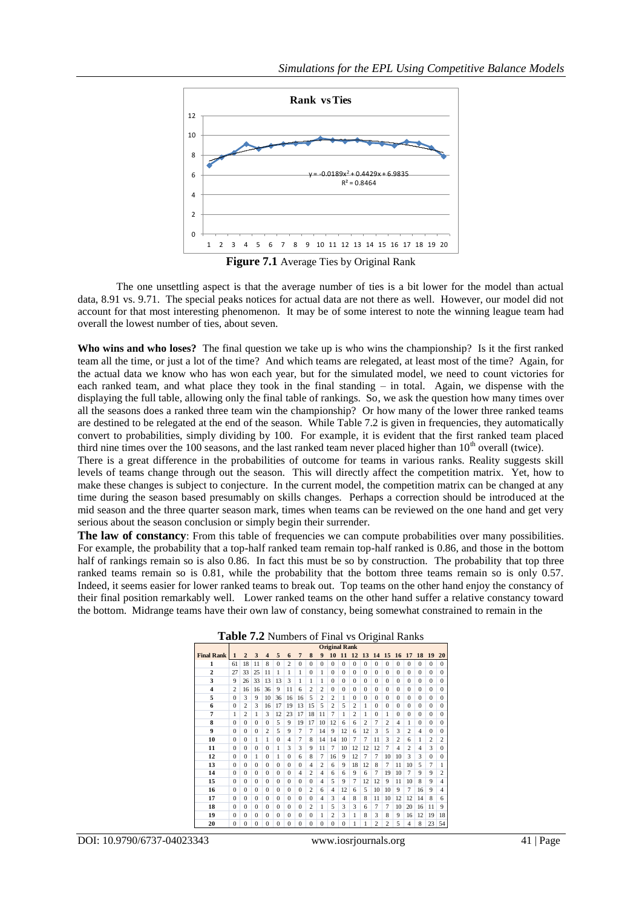**Figure 7.1** Average Ties by Original Rank

The one unsettling aspect is that the average number of ties is a bit lower for the model than actual data, 8.91 vs. 9.71. The special peaks notices for actual data are not there as well. However, our model did not account for that most interesting phenomenon. It may be of some interest to note the winning league team had overall the lowest number of ties, about seven.

**Who wins and who loses?** The final question we take up is who wins the championship? Is it the first ranked team all the time, or just a lot of the time? And which teams are relegated, at least most of the time? Again, for the actual data we know who has won each year, but for the simulated model, we need to count victories for each ranked team, and what place they took in the final standing – in total. Again, we dispense with the displaying the full table, allowing only the final table of rankings. So, we ask the question how many times over all the seasons does a ranked three team win the championship? Or how many of the lower three ranked teams are destined to be relegated at the end of the season. While Table 7.2 is given in frequencies, they automatically convert to probabilities, simply dividing by 100. For example, it is evident that the first ranked team placed third nine times over the 100 seasons, and the last ranked team never placed higher than 10th overall (twice).

There is a great difference in the probabilities of outcome for teams in various ranks. Reality suggests skill levels of teams change through out the season. This will directly affect the competition matrix. Yet, how to make these changes is subject to conjecture. In the current model, the competition matrix can be changed at any time during the season based presumably on skills changes. Perhaps a correction should be introduced at the mid season and the three quarter season mark, times when teams can be reviewed on the one hand and get very serious about the season conclusion or simply begin their surrender.

**The law of constancy**: From this table of frequencies we can compute probabilities over many possibilities. For example, the probability that a top-half ranked team remain top-half ranked is 0.86, and those in the bottom half of rankings remain so is also 0.86. In fact this must be so by construction. The probability that top three ranked teams remain so is 0.81, while the probability that the bottom three teams remain so is only 0.57. Indeed, it seems easier for lower ranked teams to break out. Top teams on the other hand enjoy the constancy of their final position remarkably well. Lower ranked teams on the other hand suffer a relative constancy toward the bottom. Midrange teams have their own law of constancy, being somewhat constrained to remain in the

**Table 7.2** Numbers of Final vs Original Ranks

| | Original Rank | | | | | | | | | | | | | | | | | | | |
|---|---|---|---|---|---|---|---|---|---|---|---|---|---|---|---|---|---|---|---|---|
| **Final Rank** | **1** | **2** | **3** | **4** | **5** | **6** | **7** | **8** | **9** | **10** | **11** | **12** | **13** | **14** | **15** | **16** | **17** | **18** | **19** | **20** |
| **1** | 61 | 18 | 11 | 8 | 0 | 2 | 0 | 0 | 0 | 0 | 0 | 0 | 0 | 0 | 0 | 0 | 0 | 0 | 0 | 0 |
| **2** | 27 | 33 | 25 | 11 | 1 | 1 | 1 | 0 | 1 | 0 | 0 | 0 | 0 | 0 | 0 | 0 | 0 | 0 | 0 | 0 |
| **3** | 9 | 26 | 33 | 13 | 13 | 3 | 1 | 1 | 1 | 0 | 0 | 0 | 0 | 0 | 0 | 0 | 0 | 0 | 0 | 0 |
| **4** | 2 | 16 | 16 | 36 | 9 | 11 | 6 | 2 | 2 | 0 | 0 | 0 | 0 | 0 | 0 | 0 | 0 | 0 | 0 | 0 |
| **5** | 0 | 3 | 9 | 10 | 36 | 16 | 16 | 5 | 2 | 2 | 1 | 0 | 0 | 0 | 0 | 0 | 0 | 0 | 0 | 0 |
| **6** | 0 | 2 | 3 | 16 | 17 | 19 | 13 | 15 | 5 | 2 | 5 | 2 | 1 | 0 | 0 | 0 | 0 | 0 | 0 | 0 |
| **7** | 1 | 2 | 1 | 3 | 12 | 23 | 17 | 18 | 11 | 7 | 1 | 2 | 1 | 0 | 1 | 0 | 0 | 0 | 0 | 0 |
| **8** | 0 | 0 | 0 | 0 | 5 | 9 | 19 | 17 | 10 | 12 | 6 | 6 | 2 | 7 | 2 | 4 | 1 | 0 | 0 | 0 |
| **9** | 0 | 0 | 0 | 2 | 5 | 9 | 7 | 7 | 14 | 9 | 12 | 6 | 12 | 3 | 5 | 3 | 2 | 4 | 0 | 0 |
| **10** | 0 | 0 | 1 | 1 | 0 | 4 | 7 | 8 | 14 | 14 | 10 | 7 | 7 | 11 | 3 | 2 | 6 | 1 | 2 | 2 |
| **11** | 0 | 0 | 0 | 0 | 1 | 3 | 3 | 9 | 11 | 7 | 10 | 12 | 12 | 12 | 7 | 4 | 2 | 4 | 3 | 0 |
| **12** | 0 | 0 | 1 | 0 | 1 | 0 | 6 | 8 | 7 | 16 | 9 | 12 | 7 | 7 | 10 | 10 | 3 | 3 | 0 | 0 |
| **13** | 0 | 0 | 0 | 0 | 0 | 0 | 0 | 4 | 2 | 6 | 9 | 18 | 12 | 8 | 7 | 11 | 10 | 5 | 7 | 1 |
| **14** | 0 | 0 | 0 | 0 | 0 | 0 | 4 | 2 | 4 | 6 | 6 | 9 | 6 | 7 | 19 | 10 | 7 | 9 | 9 | 2 |
| **15** | 0 | 0 | 0 | 0 | 0 | 0 | 0 | 0 | 4 | 5 | 9 | 7 | 12 | 12 | 9 | 11 | 10 | 8 | 9 | 4 |
| **16** | 0 | 0 | 0 | 0 | 0 | 0 | 0 | 2 | 6 | 4 | 12 | 6 | 5 | 10 | 10 | 9 | 7 | 16 | 9 | 4 |
| **17** | 0 | 0 | 0 | 0 | 0 | 0 | 0 | 0 | 4 | 3 | 4 | 8 | 8 | 11 | 10 | 12 | 12 | 14 | 8 | 6 |
| **18** | 0 | 0 | 0 | 0 | 0 | 0 | 0 | 2 | 1 | 5 | 3 | 3 | 6 | 7 | 7 | 10 | 20 | 16 | 11 | 9 |
| **19** | 0 | 0 | 0 | 0 | 0 | 0 | 0 | 0 | 1 | 2 | 3 | 1 | 8 | 3 | 8 | 9 | 16 | 12 | 19 | 18 |
| **20** | 0 | 0 | 0 | 0 | 0 | 0 | 0 | 0 | 0 | 0 | 0 | 1 | 1 | 2 | 2 | 5 | 4 | 8 | 23 | 54 |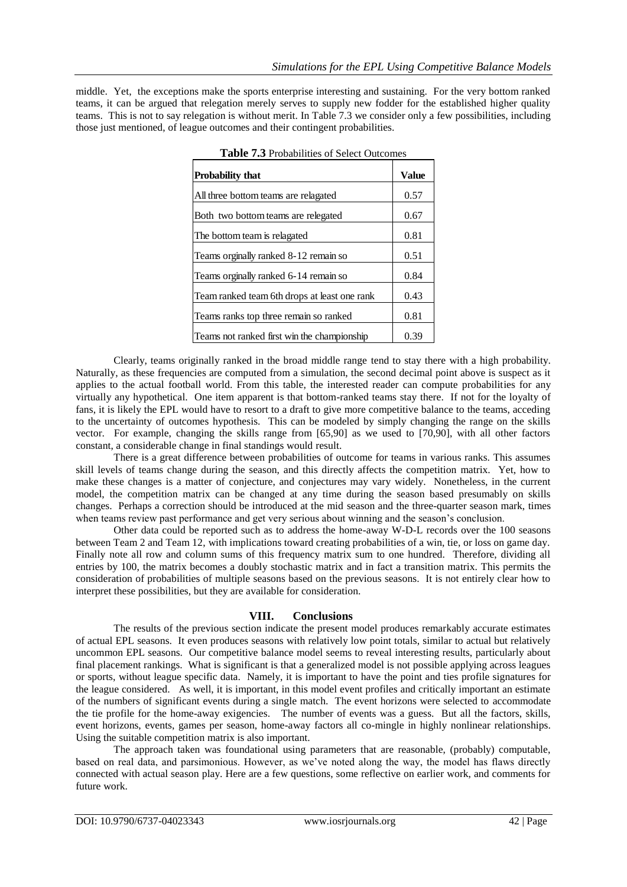middle. Yet, the exceptions make the sports enterprise interesting and sustaining. For the very bottom ranked teams, it can be argued that relegation merely serves to supply new fodder for the established higher quality teams. This is not to say relegation is without merit. In Table 7.3 we consider only a few possibilities, including those just mentioned, of league outcomes and their contingent probabilities.

**Table 7.3** Probabilities of Select Outcomes

| **Probability that** | **Value** |
| --- | --- |
| All three bottom teams are relagated | 0.57 |
| Both two bottom teams are relegated | 0.67 |
| The bottom team is relagated | 0.81 |
| Teams orginally ranked 8-12 remain so | 0.51 |
| Teams orginally ranked 6-14 remain so | 0.84 |
| Team ranked team 6th drops at least one rank | 0.43 |
| Teams ranks top three remain so ranked | 0.81 |
| Teams not ranked first win the championship | 0.39 |

Clearly, teams originally ranked in the broad middle range tend to stay there with a high probability. Naturally, as these frequencies are computed from a simulation, the second decimal point above is suspect as it applies to the actual football world. From this table, the interested reader can compute probabilities for any virtually any hypothetical. One item apparent is that bottom-ranked teams stay there. If not for the loyalty of fans, it is likely the EPL would have to resort to a draft to give more competitive balance to the teams, acceding to the uncertainty of outcomes hypothesis. This can be modeled by simply changing the range on the skills vector. For example, changing the skills range from [65,90] as we used to [70,90], with all other factors constant, a considerable change in final standings would result.

There is a great difference between probabilities of outcome for teams in various ranks. This assumes skill levels of teams change during the season, and this directly affects the competition matrix. Yet, how to make these changes is a matter of conjecture, and conjectures may vary widely. Nonetheless, in the current model, the competition matrix can be changed at any time during the season based presumably on skills changes. Perhaps a correction should be introduced at the mid season and the three-quarter season mark, times when teams review past performance and get very serious about winning and the season's conclusion.

Other data could be reported such as to address the home-away W-D-L records over the 100 seasons between Team 2 and Team 12, with implications toward creating probabilities of a win, tie, or loss on game day. Finally note all row and column sums of this frequency matrix sum to one hundred. Therefore, dividing all entries by 100, the matrix becomes a doubly stochastic matrix and in fact a transition matrix. This permits the consideration of probabilities of multiple seasons based on the previous seasons. It is not entirely clear how to interpret these possibilities, but they are available for consideration.

## VIII. Conclusions

The results of the previous section indicate the present model produces remarkably accurate estimates of actual EPL seasons. It even produces seasons with relatively low point totals, similar to actual but relatively uncommon EPL seasons. Our competitive balance model seems to reveal interesting results, particularly about final placement rankings. What is significant is that a generalized model is not possible applying across leagues or sports, without league specific data. Namely, it is important to have the point and ties profile signatures for the league considered. As well, it is important, in this model event profiles and critically important an estimate of the numbers of significant events during a single match. The event horizons were selected to accommodate the tie profile for the home-away exigencies. The number of events was a guess. But all the factors, skills, event horizons, events, games per season, home-away factors all co-mingle in highly nonlinear relationships. Using the suitable competition matrix is also important.

The approach taken was foundational using parameters that are reasonable, (probably) computable, based on real data, and parsimonious. However, as we've noted along the way, the model has flaws directly connected with actual season play. Here are a few questions, some reflective on earlier work, and comments for future work.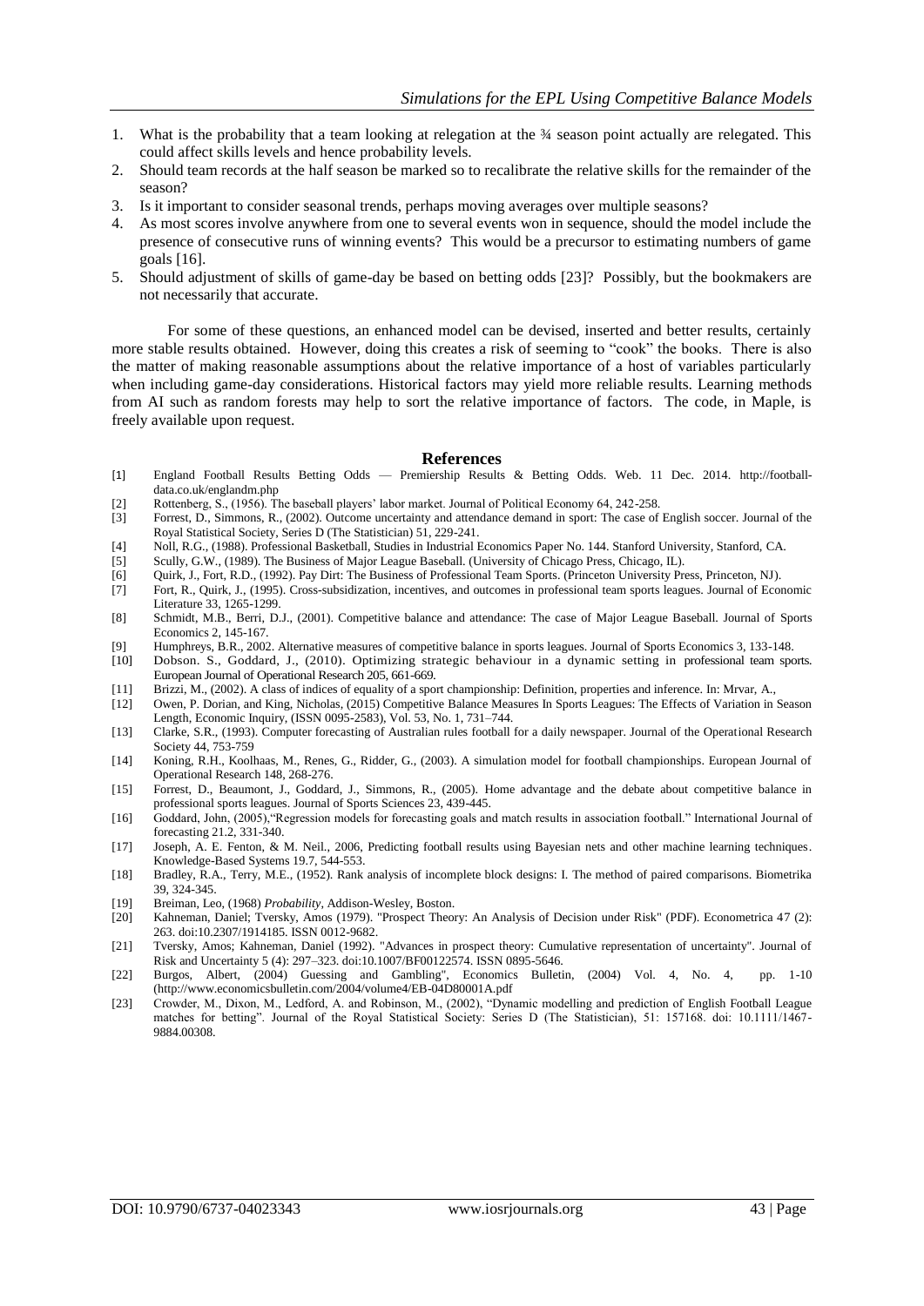1. What is the probability that a team looking at relegation at the ¾ season point actually are relegated. This could affect skills levels and hence probability levels.
2. Should team records at the half season be marked so to recalibrate the relative skills for the remainder of the season?
3. Is it important to consider seasonal trends, perhaps moving averages over multiple seasons?
4. As most scores involve anywhere from one to several events won in sequence, should the model include the presence of consecutive runs of winning events? This would be a precursor to estimating numbers of game goals [16].
5. Should adjustment of skills of game-day be based on betting odds [23]? Possibly, but the bookmakers are not necessarily that accurate.

For some of these questions, an enhanced model can be devised, inserted and better results, certainly more stable results obtained. However, doing this creates a risk of seeming to "cook" the books. There is also the matter of making reasonable assumptions about the relative importance of a host of variables particularly when including game-day considerations. Historical factors may yield more reliable results. Learning methods from AI such as random forests may help to sort the relative importance of factors. The code, in Maple, is freely available upon request.

## References

[1] England Football Results Betting Odds — Premiership Results & Betting Odds. Web. 11 Dec. 2014. http://football-data.co.uk/englandm.php

[2] Rottenberg, S., (1956). The baseball players' labor market. Journal of Political Economy 64, 242-258.

[3] Forrest, D., Simmons, R., (2002). Outcome uncertainty and attendance demand in sport: The case of English soccer. Journal of the Royal Statistical Society, Series D (The Statistician) 51, 229-241.

[4] Noll, R.G., (1988). Professional Basketball, Studies in Industrial Economics Paper No. 144. Stanford University, Stanford, CA.

[5] Scully, G.W., (1989). The Business of Major League Baseball. (University of Chicago Press, Chicago, IL).

[6] Quirk, J., Fort, R.D., (1992). Pay Dirt: The Business of Professional Team Sports. (Princeton University Press, Princeton, NJ).

[7] Fort, R., Quirk, J., (1995). Cross-subsidization, incentives, and outcomes in professional team sports leagues. Journal of Economic Literature 33, 1265-1299.

[8] Schmidt, M.B., Berri, D.J., (2001). Competitive balance and attendance: The case of Major League Baseball. Journal of Sports Economics 2, 145-167.

[9] Humphreys, B.R., 2002. Alternative measures of competitive balance in sports leagues. Journal of Sports Economics 3, 133-148.

[10] Dobson. S., Goddard, J., (2010). Optimizing strategic behaviour in a dynamic setting in professional team sports. European Journal of Operational Research 205, 661-669.

[11] Brizzi, M., (2002). A class of indices of equality of a sport championship: Definition, properties and inference. In: Mrvar, A.,

[12] Owen, P. Dorian, and King, Nicholas, (2015) Competitive Balance Measures In Sports Leagues: The Effects of Variation in Season Length, Economic Inquiry, (ISSN 0095-2583), Vol. 53, No. 1, 731–744.

[13] Clarke, S.R., (1993). Computer forecasting of Australian rules football for a daily newspaper. Journal of the Operational Research Society 44, 753-759

[14] Koning, R.H., Koolhaas, M., Renes, G., Ridder, G., (2003). A simulation model for football championships. European Journal of Operational Research 148, 268-276.

[15] Forrest, D., Beaumont, J., Goddard, J., Simmons, R., (2005). Home advantage and the debate about competitive balance in professional sports leagues. Journal of Sports Sciences 23, 439-445.

[16] Goddard, John, (2005),"Regression models for forecasting goals and match results in association football." International Journal of forecasting 21.2, 331-340.

[17] Joseph, A. E. Fenton, & M. Neil., 2006, Predicting football results using Bayesian nets and other machine learning techniques. Knowledge-Based Systems 19.7, 544-553.

[18] Bradley, R.A., Terry, M.E., (1952). Rank analysis of incomplete block designs: I. The method of paired comparisons. Biometrika 39, 324-345.

[19] Breiman, Leo, (1968) *Probability*, Addison-Wesley, Boston.

[20] Kahneman, Daniel; Tversky, Amos (1979). "Prospect Theory: An Analysis of Decision under Risk" (PDF). Econometrica 47 (2): 263. doi:10.2307/1914185. ISSN 0012-9682.

[21] Tversky, Amos; Kahneman, Daniel (1992). "Advances in prospect theory: Cumulative representation of uncertainty". Journal of Risk and Uncertainty 5 (4): 297–323. doi:10.1007/BF00122574. ISSN 0895-5646.

[22] Burgos, Albert, (2004) Guessing and Gambling", Economics Bulletin, (2004) Vol. 4, No. 4, pp. 1-10 (http://www.economicsbulletin.com/2004/volume4/EB-04D80001A.pdf

[23] Crowder, M., Dixon, M., Ledford, A. and Robinson, M., (2002), "Dynamic modelling and prediction of English Football League matches for betting". Journal of the Royal Statistical Society: Series D (The Statistician), 51: 157168. doi: 10.1111/1467-9884.00308.